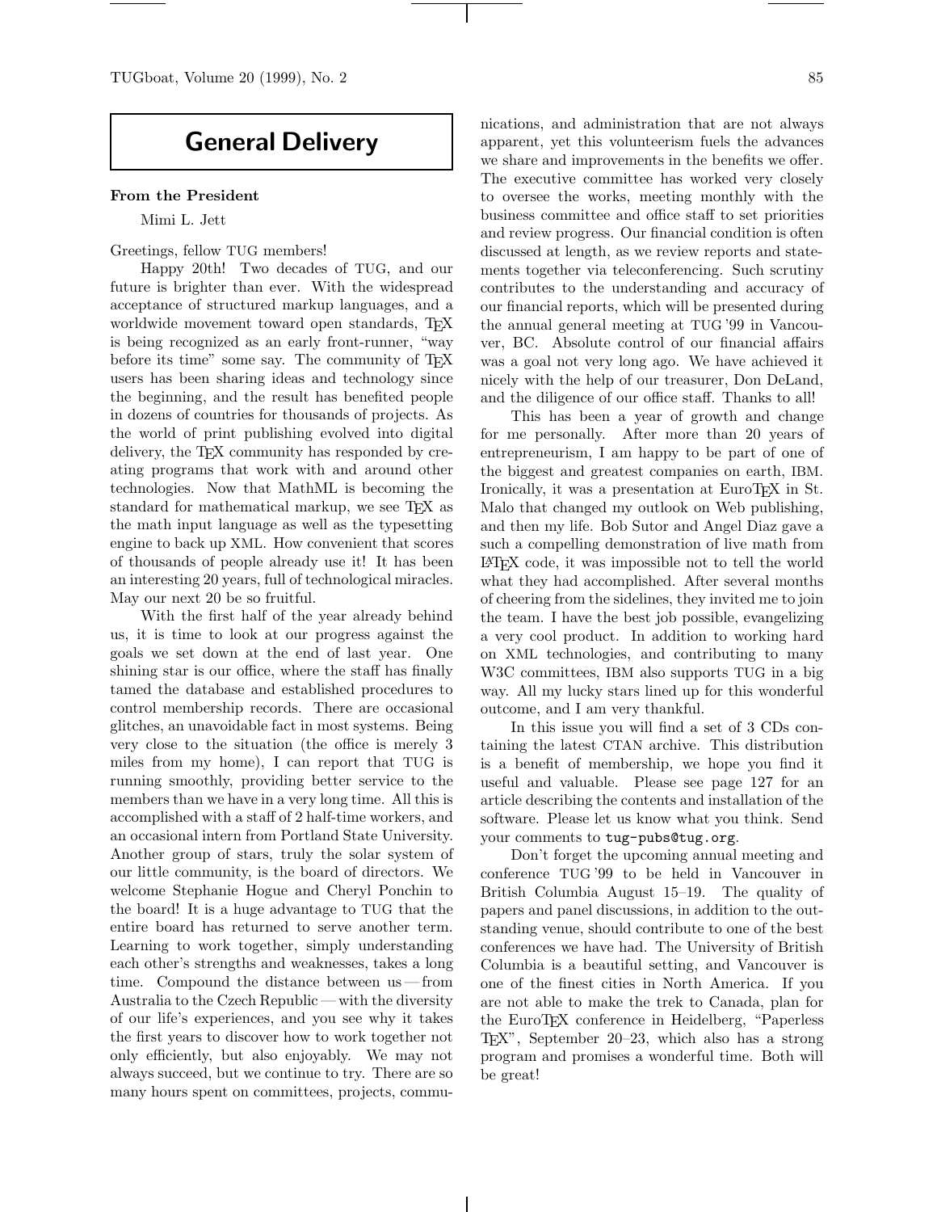# General Delivery

## From the President

Mimi L. Jett

Greetings, fellow TUG members!

Happy 20th! Two decades of TUG, and our future is brighter than ever. With the widespread acceptance of structured markup languages, and a worldwide movement toward open standards, TeX is being recognized as an early front-runner, "way before its time" some say. The community of TeX users has been sharing ideas and technology since the beginning, and the result has benefited people in dozens of countries for thousands of projects. As the world of print publishing evolved into digital delivery, the TeX community has responded by creating programs that work with and around other technologies. Now that MathML is becoming the standard for mathematical markup, we see TeX as the math input language as well as the typesetting engine to back up XML. How convenient that scores of thousands of people already use it! It has been an interesting 20 years, full of technological miracles. May our next 20 be so fruitful.

With the first half of the year already behind us, it is time to look at our progress against the goals we set down at the end of last year. One shining star is our office, where the staff has finally tamed the database and established procedures to control membership records. There are occasional glitches, an unavoidable fact in most systems. Being very close to the situation (the office is merely 3 miles from my home), I can report that TUG is running smoothly, providing better service to the members than we have in a very long time. All this is accomplished with a staff of 2 half-time workers, and an occasional intern from Portland State University. Another group of stars, truly the solar system of our little community, is the board of directors. We welcome Stephanie Hogue and Cheryl Ponchin to the board! It is a huge advantage to TUG that the entire board has returned to serve another term. Learning to work together, simply understanding each other's strengths and weaknesses, takes a long time. Compound the distance between us — from Australia to the Czech Republic — with the diversity of our life's experiences, and you see why it takes the first years to discover how to work together not only efficiently, but also enjoyably. We may not always succeed, but we continue to try. There are so many hours spent on committees, projects, communications, and administration that are not always apparent, yet this volunteerism fuels the advances we share and improvements in the benefits we offer. The executive committee has worked very closely to oversee the works, meeting monthly with the business committee and office staff to set priorities and review progress. Our financial condition is often discussed at length, as we review reports and statements together via teleconferencing. Such scrutiny contributes to the understanding and accuracy of our financial reports, which will be presented during the annual general meeting at TUG '99 in Vancouver, BC. Absolute control of our financial affairs was a goal not very long ago. We have achieved it nicely with the help of our treasurer, Don DeLand, and the diligence of our office staff. Thanks to all!

This has been a year of growth and change for me personally. After more than 20 years of entrepreneurism, I am happy to be part of one of the biggest and greatest companies on earth, IBM. Ironically, it was a presentation at EuroTeX in St. Malo that changed my outlook on Web publishing, and then my life. Bob Sutor and Angel Diaz gave a such a compelling demonstration of live math from LaTeX code, it was impossible not to tell the world what they had accomplished. After several months of cheering from the sidelines, they invited me to join the team. I have the best job possible, evangelizing a very cool product. In addition to working hard on XML technologies, and contributing to many W3C committees, IBM also supports TUG in a big way. All my lucky stars lined up for this wonderful outcome, and I am very thankful.

In this issue you will find a set of 3 CDs containing the latest CTAN archive. This distribution is a benefit of membership, we hope you find it useful and valuable. Please see page 127 for an article describing the contents and installation of the software. Please let us know what you think. Send your comments to tug-pubs@tug.org.

Don't forget the upcoming annual meeting and conference TUG '99 to be held in Vancouver in British Columbia August 15–19. The quality of papers and panel discussions, in addition to the outstanding venue, should contribute to one of the best conferences we have had. The University of British Columbia is a beautiful setting, and Vancouver is one of the finest cities in North America. If you are not able to make the trek to Canada, plan for the EuroTeX conference in Heidelberg, "Paperless TeX", September 20–23, which also has a strong program and promises a wonderful time. Both will be great!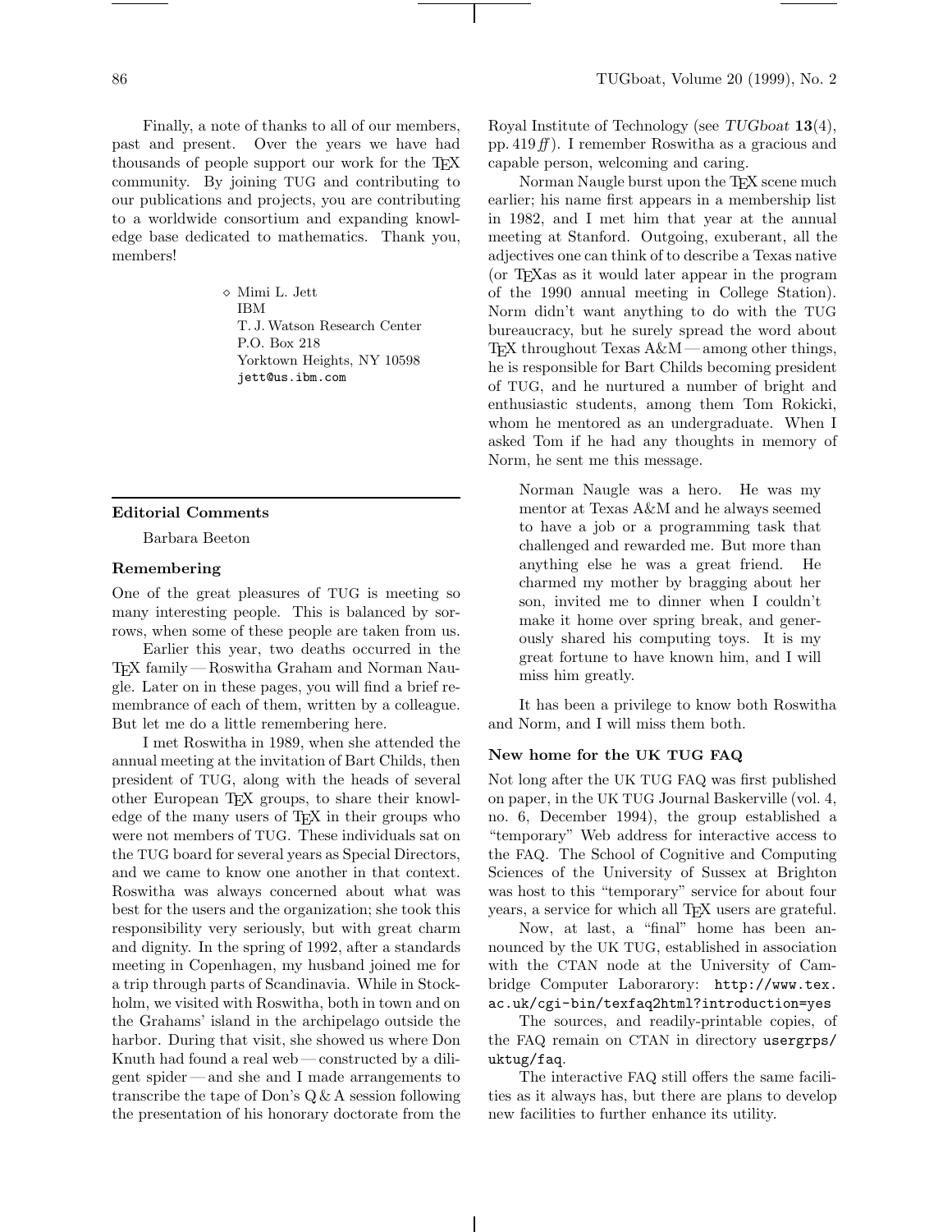Finally, a note of thanks to all of our members, past and present. Over the years we have had thousands of people support our work for the TEX community. By joining TUG and contributing to our publications and projects, you are contributing to a worldwide consortium and expanding knowledge base dedicated to mathematics. Thank you, members!

> ⋄ Mimi L. Jett
> IBM
> T. J. Watson Research Center
> P.O. Box 218
> Yorktown Heights, NY 10598
> jett@us.ibm.com

## Editorial Comments

Barbara Beeton

### Remembering

One of the great pleasures of TUG is meeting so many interesting people. This is balanced by sorrows, when some of these people are taken from us.

Earlier this year, two deaths occurred in the TEX family — Roswitha Graham and Norman Naugle. Later on in these pages, you will find a brief remembrance of each of them, written by a colleague. But let me do a little remembering here.

I met Roswitha in 1989, when she attended the annual meeting at the invitation of Bart Childs, then president of TUG, along with the heads of several other European TEX groups, to share their knowledge of the many users of TEX in their groups who were not members of TUG. These individuals sat on the TUG board for several years as Special Directors, and we came to know one another in that context. Roswitha was always concerned about what was best for the users and the organization; she took this responsibility very seriously, but with great charm and dignity. In the spring of 1992, after a standards meeting in Copenhagen, my husband joined me for a trip through parts of Scandinavia. While in Stockholm, we visited with Roswitha, both in town and on the Grahams' island in the archipelago outside the harbor. During that visit, she showed us where Don Knuth had found a real web — constructed by a diligent spider — and she and I made arrangements to transcribe the tape of Don's Q & A session following the presentation of his honorary doctorate from the Royal Institute of Technology (see *TUGboat* **13**(4), pp. 419 *ff*). I remember Roswitha as a gracious and capable person, welcoming and caring.

Norman Naugle burst upon the TEX scene much earlier; his name first appears in a membership list in 1982, and I met him that year at the annual meeting at Stanford. Outgoing, exuberant, all the adjectives one can think of to describe a Texas native (or TEXas as it would later appear in the program of the 1990 annual meeting in College Station). Norm didn't want anything to do with the TUG bureaucracy, but he surely spread the word about TEX throughout Texas A&M — among other things, he is responsible for Bart Childs becoming president of TUG, and he nurtured a number of bright and enthusiastic students, among them Tom Rokicki, whom he mentored as an undergraduate. When I asked Tom if he had any thoughts in memory of Norm, he sent me this message.

> Norman Naugle was a hero. He was my mentor at Texas A&M and he always seemed to have a job or a programming task that challenged and rewarded me. But more than anything else he was a great friend. He charmed my mother by bragging about her son, invited me to dinner when I couldn't make it home over spring break, and generously shared his computing toys. It is my great fortune to have known him, and I will miss him greatly.

It has been a privilege to know both Roswitha and Norm, and I will miss them both.

### New home for the UK TUG FAQ

Not long after the UK TUG FAQ was first published on paper, in the UK TUG Journal Baskerville (vol. 4, no. 6, December 1994), the group established a "temporary" Web address for interactive access to the FAQ. The School of Cognitive and Computing Sciences of the University of Sussex at Brighton was host to this "temporary" service for about four years, a service for which all TEX users are grateful.

Now, at last, a "final" home has been announced by the UK TUG, established in association with the CTAN node at the University of Cambridge Computer Laborarory: `http://www.tex.ac.uk/cgi-bin/texfaq2html?introduction=yes`

The sources, and readily-printable copies, of the FAQ remain on CTAN in directory `usergrps/uktug/faq`.

The interactive FAQ still offers the same facilities as it always has, but there are plans to develop new facilities to further enhance its utility.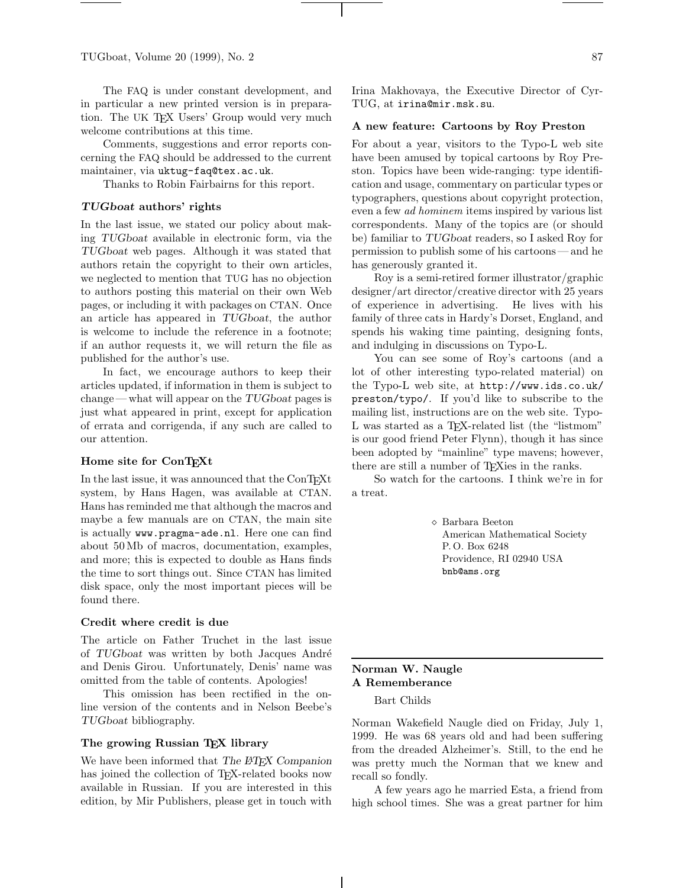The FAQ is under constant development, and in particular a new printed version is in preparation. The UK TeX Users' Group would very much welcome contributions at this time.

Comments, suggestions and error reports concerning the FAQ should be addressed to the current maintainer, via `uktug-faq@tex.ac.uk`.

Thanks to Robin Fairbairns for this report.

### *TUGboat* authors' rights

In the last issue, we stated our policy about making *TUGboat* available in electronic form, via the *TUGboat* web pages. Although it was stated that authors retain the copyright to their own articles, we neglected to mention that TUG has no objection to authors posting this material on their own Web pages, or including it with packages on CTAN. Once an article has appeared in *TUGboat*, the author is welcome to include the reference in a footnote; if an author requests it, we will return the file as published for the author's use.

In fact, we encourage authors to keep their articles updated, if information in them is subject to change — what will appear on the *TUGboat* pages is just what appeared in print, except for application of errata and corrigenda, if any such are called to our attention.

### Home site for ConTeXt

In the last issue, it was announced that the ConTeXt system, by Hans Hagen, was available at CTAN. Hans has reminded me that although the macros and maybe a few manuals are on CTAN, the main site is actually `www.pragma-ade.nl`. Here one can find about 50 Mb of macros, documentation, examples, and more; this is expected to double as Hans finds the time to sort things out. Since CTAN has limited disk space, only the most important pieces will be found there.

### Credit where credit is due

The article on Father Truchet in the last issue of *TUGboat* was written by both Jacques André and Denis Girou. Unfortunately, Denis' name was omitted from the table of contents. Apologies!

This omission has been rectified in the online version of the contents and in Nelson Beebe's *TUGboat* bibliography.

### The growing Russian TeX library

We have been informed that *The LaTeX Companion* has joined the collection of TeX-related books now available in Russian. If you are interested in this edition, by Mir Publishers, please get in touch with Irina Makhovaya, the Executive Director of CyrTUG, at `irina@mir.msk.su`.

### A new feature: Cartoons by Roy Preston

For about a year, visitors to the Typo-L web site have been amused by topical cartoons by Roy Preston. Topics have been wide-ranging: type identification and usage, commentary on particular types or typographers, questions about copyright protection, even a few *ad hominem* items inspired by various list correspondents. Many of the topics are (or should be) familiar to *TUGboat* readers, so I asked Roy for permission to publish some of his cartoons — and he has generously granted it.

Roy is a semi-retired former illustrator/graphic designer/art director/creative director with 25 years of experience in advertising. He lives with his family of three cats in Hardy's Dorset, England, and spends his waking time painting, designing fonts, and indulging in discussions on Typo-L.

You can see some of Roy's cartoons (and a lot of other interesting typo-related material) on the Typo-L web site, at `http://www.ids.co.uk/preston/typo/`. If you'd like to subscribe to the mailing list, instructions are on the web site. Typo-L was started as a TeX-related list (the "listmom" is our good friend Peter Flynn), though it has since been adopted by "mainline" type mavens; however, there are still a number of TeXies in the ranks.

So watch for the cartoons. I think we're in for a treat.

◇ Barbara Beeton
American Mathematical Society
P. O. Box 6248
Providence, RI 02940 USA
`bnb@ams.org`

---

## Norman W. Naugle
## A Rememberance

Bart Childs

Norman Wakefield Naugle died on Friday, July 1, 1999. He was 68 years old and had been suffering from the dreaded Alzheimer's. Still, to the end he was pretty much the Norman that we knew and recall so fondly.

A few years ago he married Esta, a friend from high school times. She was a great partner for him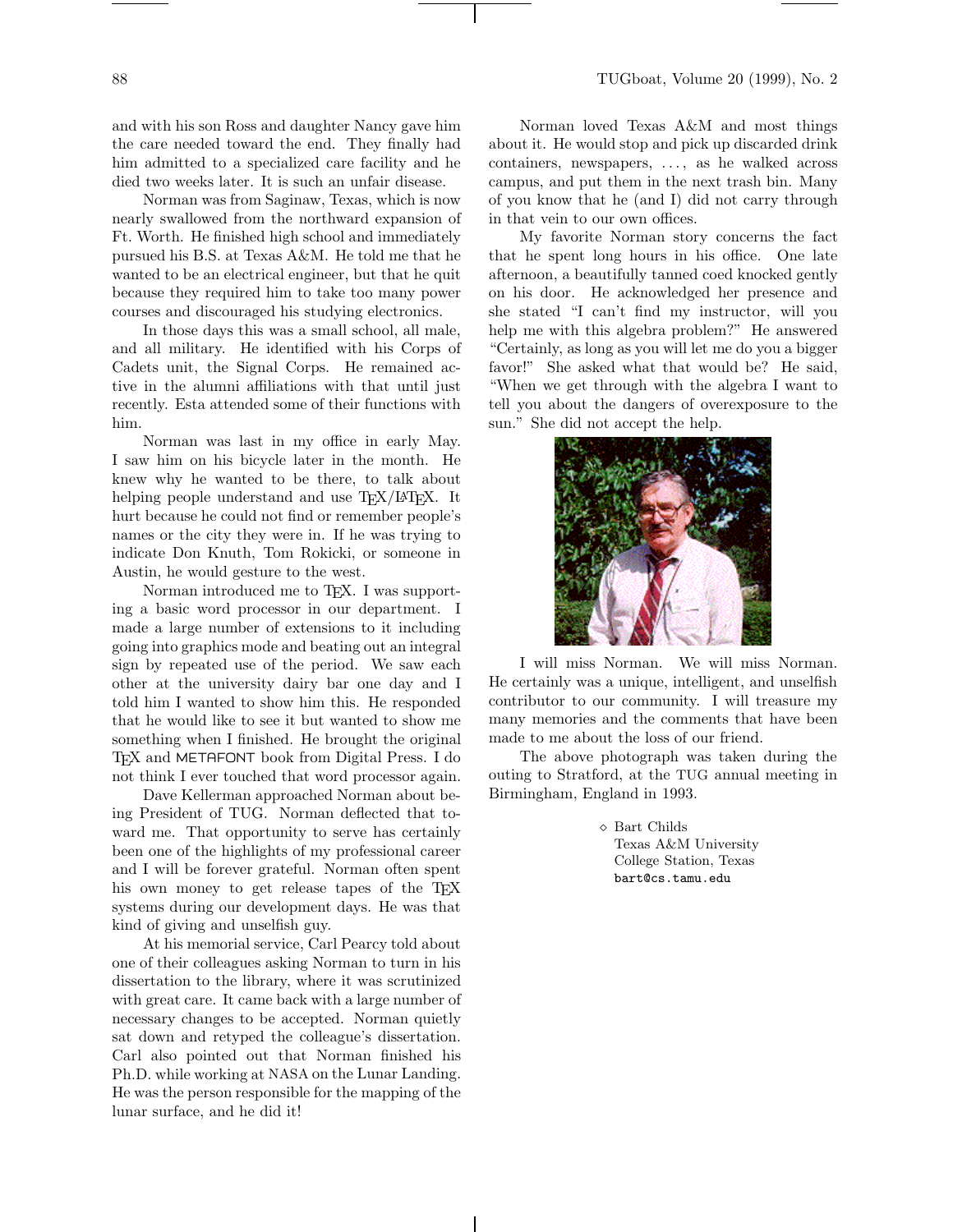and with his son Ross and daughter Nancy gave him the care needed toward the end. They finally had him admitted to a specialized care facility and he died two weeks later. It is such an unfair disease.

Norman was from Saginaw, Texas, which is now nearly swallowed from the northward expansion of Ft. Worth. He finished high school and immediately pursued his B.S. at Texas A&M. He told me that he wanted to be an electrical engineer, but that he quit because they required him to take too many power courses and discouraged his studying electronics.

In those days this was a small school, all male, and all military. He identified with his Corps of Cadets unit, the Signal Corps. He remained active in the alumni affiliations with that until just recently. Esta attended some of their functions with him.

Norman was last in my office in early May. I saw him on his bicycle later in the month. He knew why he wanted to be there, to talk about helping people understand and use TEX/LATEX. It hurt because he could not find or remember people's names or the city they were in. If he was trying to indicate Don Knuth, Tom Rokicki, or someone in Austin, he would gesture to the west.

Norman introduced me to TEX. I was supporting a basic word processor in our department. I made a large number of extensions to it including going into graphics mode and beating out an integral sign by repeated use of the period. We saw each other at the university dairy bar one day and I told him I wanted to show him this. He responded that he would like to see it but wanted to show me something when I finished. He brought the original TEX and METAFONT book from Digital Press. I do not think I ever touched that word processor again.

Dave Kellerman approached Norman about being President of TUG. Norman deflected that toward me. That opportunity to serve has certainly been one of the highlights of my professional career and I will be forever grateful. Norman often spent his own money to get release tapes of the TEX systems during our development days. He was that kind of giving and unselfish guy.

At his memorial service, Carl Pearcy told about one of their colleagues asking Norman to turn in his dissertation to the library, where it was scrutinized with great care. It came back with a large number of necessary changes to be accepted. Norman quietly sat down and retyped the colleague's dissertation. Carl also pointed out that Norman finished his Ph.D. while working at NASA on the Lunar Landing. He was the person responsible for the mapping of the lunar surface, and he did it!

Norman loved Texas A&M and most things about it. He would stop and pick up discarded drink containers, newspapers, …, as he walked across campus, and put them in the next trash bin. Many of you know that he (and I) did not carry through in that vein to our own offices.

My favorite Norman story concerns the fact that he spent long hours in his office. One late afternoon, a beautifully tanned coed knocked gently on his door. He acknowledged her presence and she stated "I can't find my instructor, will you help me with this algebra problem?" He answered "Certainly, as long as you will let me do you a bigger favor!" She asked what that would be? He said, "When we get through with the algebra I want to tell you about the dangers of overexposure to the sun." She did not accept the help.

I will miss Norman. We will miss Norman. He certainly was a unique, intelligent, and unselfish contributor to our community. I will treasure my many memories and the comments that have been made to me about the loss of our friend.

The above photograph was taken during the outing to Stratford, at the TUG annual meeting in Birmingham, England in 1993.

◇ Bart Childs
Texas A&M University
College Station, Texas
bart@cs.tamu.edu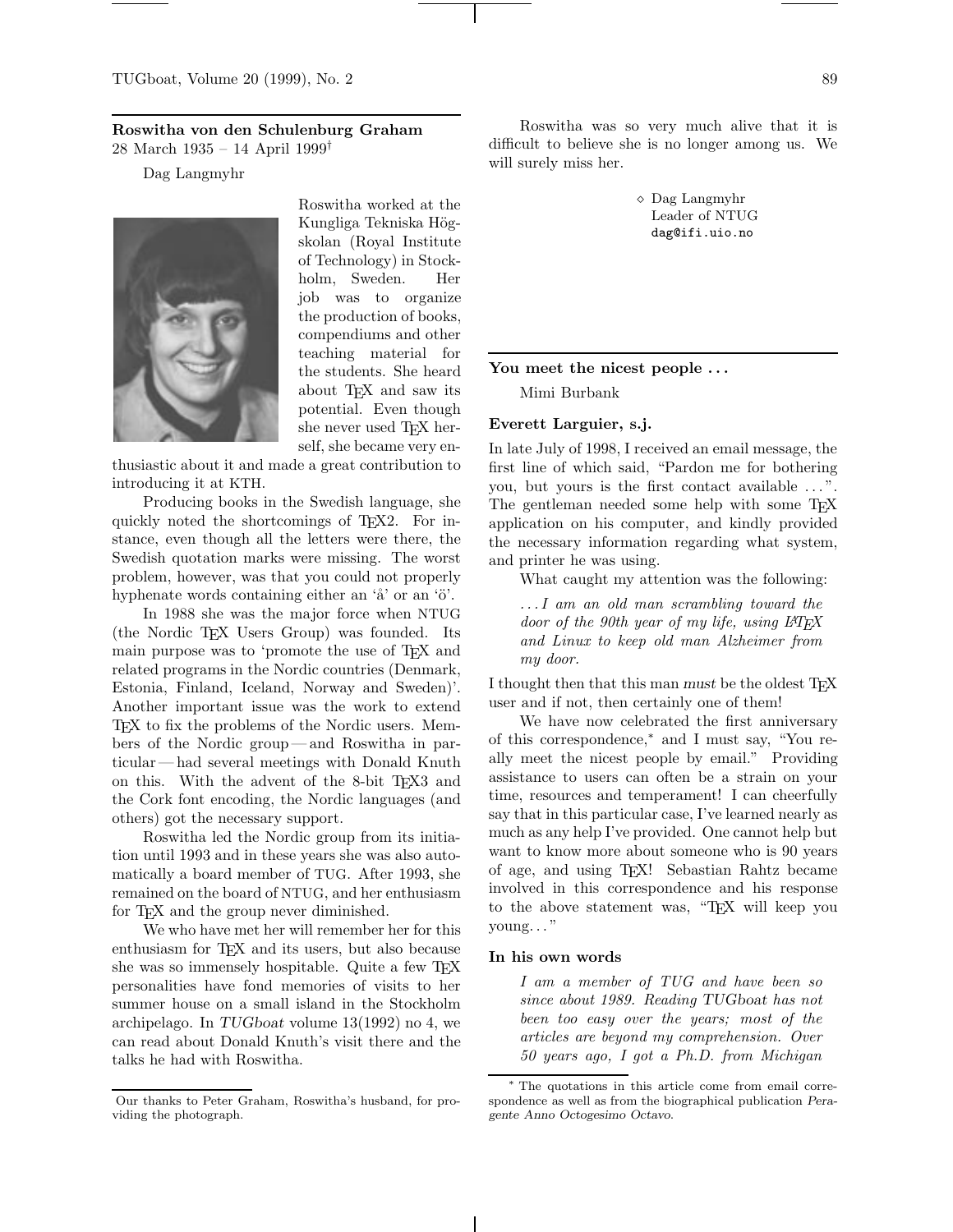## Roswitha von den Schulenburg Graham

28 March 1935 – 14 April 1999[†]

Dag Langmyhr

Roswitha worked at the Kungliga Tekniska Högskolan (Royal Institute of Technology) in Stockholm, Sweden. Her job was to organize the production of books, compendiums and other teaching material for the students. She heard about TEX and saw its potential. Even though she never used TEX herself, she became very enthusiastic about it and made a great contribution to introducing it at KTH.

Producing books in the Swedish language, she quickly noted the shortcomings of TEX2. For instance, even though all the letters were there, the Swedish quotation marks were missing. The worst problem, however, was that you could not properly hyphenate words containing either an 'å' or an 'ö'.

In 1988 she was the major force when NTUG (the Nordic TEX Users Group) was founded. Its main purpose was to 'promote the use of TEX and related programs in the Nordic countries (Denmark, Estonia, Finland, Iceland, Norway and Sweden)'. Another important issue was the work to extend TEX to fix the problems of the Nordic users. Members of the Nordic group — and Roswitha in particular — had several meetings with Donald Knuth on this. With the advent of the 8-bit TEX3 and the Cork font encoding, the Nordic languages (and others) got the necessary support.

Roswitha led the Nordic group from its initiation until 1993 and in these years she was also automatically a board member of TUG. After 1993, she remained on the board of NTUG, and her enthusiasm for TEX and the group never diminished.

We who have met her will remember her for this enthusiasm for TEX and its users, but also because she was so immensely hospitable. Quite a few TEX personalities have fond memories of visits to her summer house on a small island in the Stockholm archipelago. In *TUGboat* volume 13(1992) no 4, we can read about Donald Knuth's visit there and the talks he had with Roswitha.

Roswitha was so very much alive that it is difficult to believe she is no longer among us. We will surely miss her.

◇ Dag Langmyhr
Leader of NTUG
dag@ifi.uio.no

[†] Our thanks to Peter Graham, Roswitha's husband, for providing the photograph.

## You meet the nicest people . . .

Mimi Burbank

### Everett Larguier, s.j.

In late July of 1998, I received an email message, the first line of which said, "Pardon me for bothering you, but yours is the first contact available . . . ". The gentleman needed some help with some TEX application on his computer, and kindly provided the necessary information regarding what system, and printer he was using.

What caught my attention was the following:

> *. . . I am an old man scrambling toward the door of the 90th year of my life, using LATEX and Linux to keep old man Alzheimer from my door.*

I thought then that this man *must* be the oldest TEX user and if not, then certainly one of them!

We have now celebrated the first anniversary of this correspondence,* and I must say, "You really meet the nicest people by email." Providing assistance to users can often be a strain on your time, resources and temperament! I can cheerfully say that in this particular case, I've learned nearly as much as any help I've provided. One cannot help but want to know more about someone who is 90 years of age, and using TEX! Sebastian Rahtz became involved in this correspondence and his response to the above statement was, "TEX will keep you young. . . "

### In his own words

> *I am a member of TUG and have been so since about 1989. Reading TUGboat has not been too easy over the years; most of the articles are beyond my comprehension. Over 50 years ago, I got a Ph.D. from Michigan*

* The quotations in this article come from email correspondence as well as from the biographical publication *Peragente Anno Octogesimo Octavo*.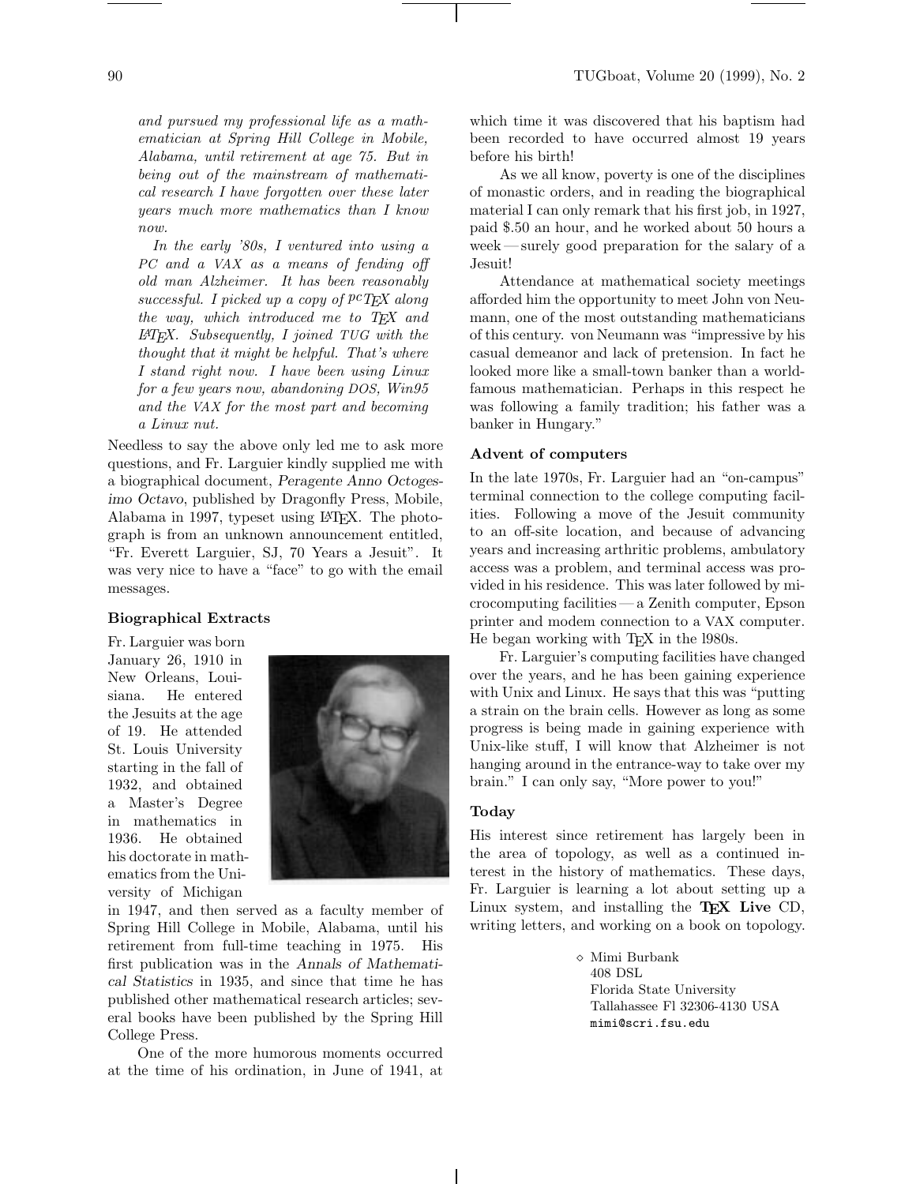*and pursued my professional life as a mathematician at Spring Hill College in Mobile, Alabama, until retirement at age 75. But in being out of the mainstream of mathematical research I have forgotten over these later years much more mathematics than I know now.*

*In the early '80s, I ventured into using a PC and a VAX as a means of fending off old man Alzheimer. It has been reasonably successful. I picked up a copy of pcTEX along the way, which introduced me to TEX and LATEX. Subsequently, I joined TUG with the thought that it might be helpful. That's where I stand right now. I have been using Linux for a few years now, abandoning DOS, Win95 and the VAX for the most part and becoming a Linux nut.*

Needless to say the above only led me to ask more questions, and Fr. Larguier kindly supplied me with a biographical document, *Peragente Anno Octogesimo Octavo*, published by Dragonfly Press, Mobile, Alabama in 1997, typeset using LATEX. The photograph is from an unknown announcement entitled, "Fr. Everett Larguier, SJ, 70 Years a Jesuit". It was very nice to have a "face" to go with the email messages.

### Biographical Extracts

Fr. Larguier was born January 26, 1910 in New Orleans, Louisiana. He entered the Jesuits at the age of 19. He attended St. Louis University starting in the fall of 1932, and obtained a Master's Degree in mathematics in 1936. He obtained his doctorate in mathematics from the University of Michigan in 1947, and then served as a faculty member of Spring Hill College in Mobile, Alabama, until his retirement from full-time teaching in 1975. His first publication was in the *Annals of Mathematical Statistics* in 1935, and since that time he has published other mathematical research articles; several books have been published by the Spring Hill College Press.

One of the more humorous moments occurred at the time of his ordination, in June of 1941, at which time it was discovered that his baptism had been recorded to have occurred almost 19 years before his birth!

As we all know, poverty is one of the disciplines of monastic orders, and in reading the biographical material I can only remark that his first job, in 1927, paid $.50 an hour, and he worked about 50 hours a week — surely good preparation for the salary of a Jesuit!

Attendance at mathematical society meetings afforded him the opportunity to meet John von Neumann, one of the most outstanding mathematicians of this century. von Neumann was "impressive by his casual demeanor and lack of pretension. In fact he looked more like a small-town banker than a world-famous mathematician. Perhaps in this respect he was following a family tradition; his father was a banker in Hungary."

### Advent of computers

In the late 1970s, Fr. Larguier had an "on-campus" terminal connection to the college computing facilities. Following a move of the Jesuit community to an off-site location, and because of advancing years and increasing arthritic problems, ambulatory access was a problem, and terminal access was provided in his residence. This was later followed by microcomputing facilities — a Zenith computer, Epson printer and modem connection to a VAX computer. He began working with TEX in the l980s.

Fr. Larguier's computing facilities have changed over the years, and he has been gaining experience with Unix and Linux. He says that this was "putting a strain on the brain cells. However as long as some progress is being made in gaining experience with Unix-like stuff, I will know that Alzheimer is not hanging around in the entrance-way to take over my brain." I can only say, "More power to you!"

### Today

His interest since retirement has largely been in the area of topology, as well as a continued interest in the history of mathematics. These days, Fr. Larguier is learning a lot about setting up a Linux system, and installing the **TEX Live** CD, writing letters, and working on a book on topology.

◇ Mimi Burbank
408 DSL
Florida State University
Tallahassee Fl 32306-4130 USA
mimi@scri.fsu.edu